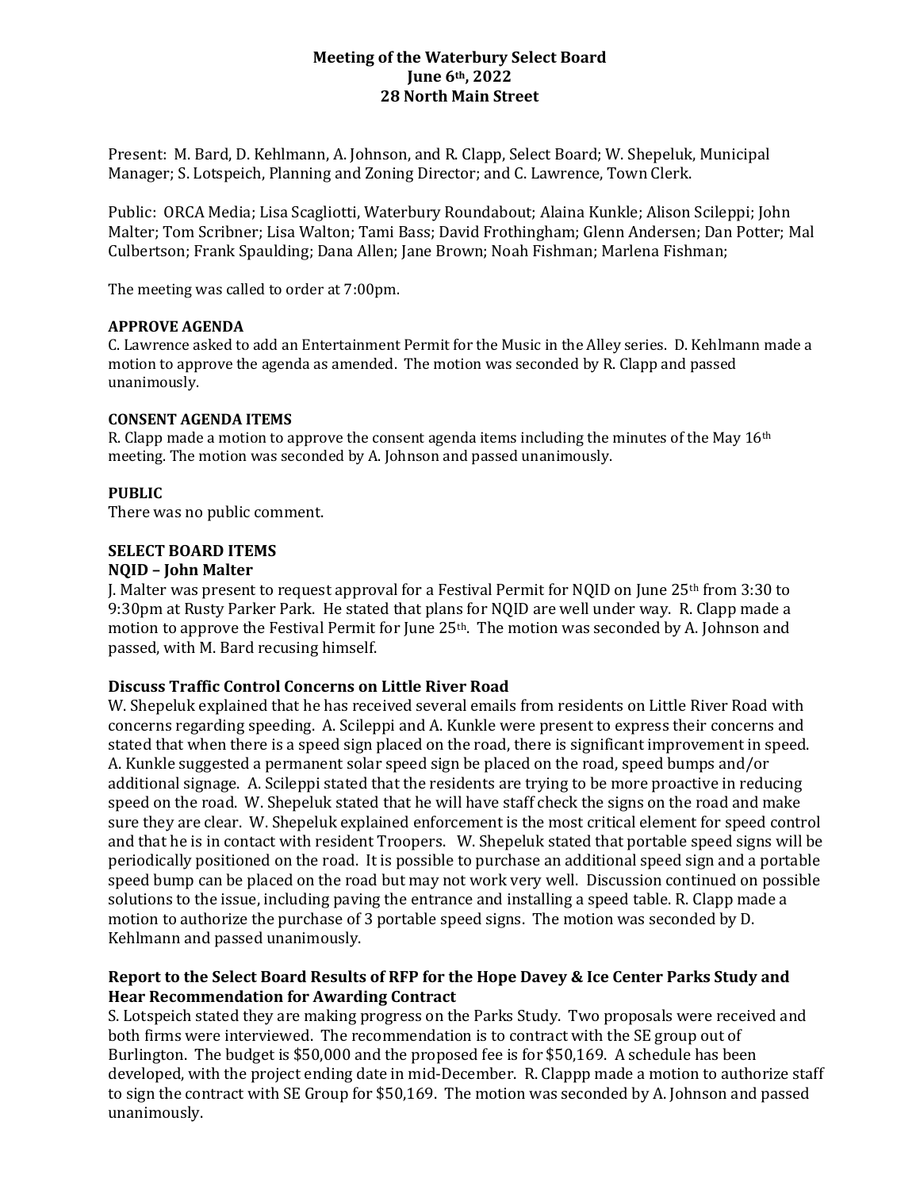# Meeting of the Waterbury Select Board
## June 6th, 2022
## 28 North Main Street

Present: M. Bard, D. Kehlmann, A. Johnson, and R. Clapp, Select Board; W. Shepeluk, Municipal Manager; S. Lotspeich, Planning and Zoning Director; and C. Lawrence, Town Clerk.

Public: ORCA Media; Lisa Scagliotti, Waterbury Roundabout; Alaina Kunkle; Alison Scileppi; John Malter; Tom Scribner; Lisa Walton; Tami Bass; David Frothingham; Glenn Andersen; Dan Potter; Mal Culbertson; Frank Spaulding; Dana Allen; Jane Brown; Noah Fishman; Marlena Fishman;

The meeting was called to order at 7:00pm.

**APPROVE AGENDA**

C. Lawrence asked to add an Entertainment Permit for the Music in the Alley series. D. Kehlmann made a motion to approve the agenda as amended. The motion was seconded by R. Clapp and passed unanimously.

**CONSENT AGENDA ITEMS**

R. Clapp made a motion to approve the consent agenda items including the minutes of the May 16th meeting. The motion was seconded by A. Johnson and passed unanimously.

**PUBLIC**

There was no public comment.

**SELECT BOARD ITEMS**

**NQID – John Malter**

J. Malter was present to request approval for a Festival Permit for NQID on June 25th from 3:30 to 9:30pm at Rusty Parker Park. He stated that plans for NQID are well under way. R. Clapp made a motion to approve the Festival Permit for June 25th. The motion was seconded by A. Johnson and passed, with M. Bard recusing himself.

**Discuss Traffic Control Concerns on Little River Road**

W. Shepeluk explained that he has received several emails from residents on Little River Road with concerns regarding speeding. A. Scileppi and A. Kunkle were present to express their concerns and stated that when there is a speed sign placed on the road, there is significant improvement in speed. A. Kunkle suggested a permanent solar speed sign be placed on the road, speed bumps and/or additional signage. A. Scileppi stated that the residents are trying to be more proactive in reducing speed on the road. W. Shepeluk stated that he will have staff check the signs on the road and make sure they are clear. W. Shepeluk explained enforcement is the most critical element for speed control and that he is in contact with resident Troopers. W. Shepeluk stated that portable speed signs will be periodically positioned on the road. It is possible to purchase an additional speed sign and a portable speed bump can be placed on the road but may not work very well. Discussion continued on possible solutions to the issue, including paving the entrance and installing a speed table. R. Clapp made a motion to authorize the purchase of 3 portable speed signs. The motion was seconded by D. Kehlmann and passed unanimously.

**Report to the Select Board Results of RFP for the Hope Davey & Ice Center Parks Study and Hear Recommendation for Awarding Contract**

S. Lotspeich stated they are making progress on the Parks Study. Two proposals were received and both firms were interviewed. The recommendation is to contract with the SE group out of Burlington. The budget is $50,000 and the proposed fee is for $50,169. A schedule has been developed, with the project ending date in mid-December. R. Clappp made a motion to authorize staff to sign the contract with SE Group for $50,169. The motion was seconded by A. Johnson and passed unanimously.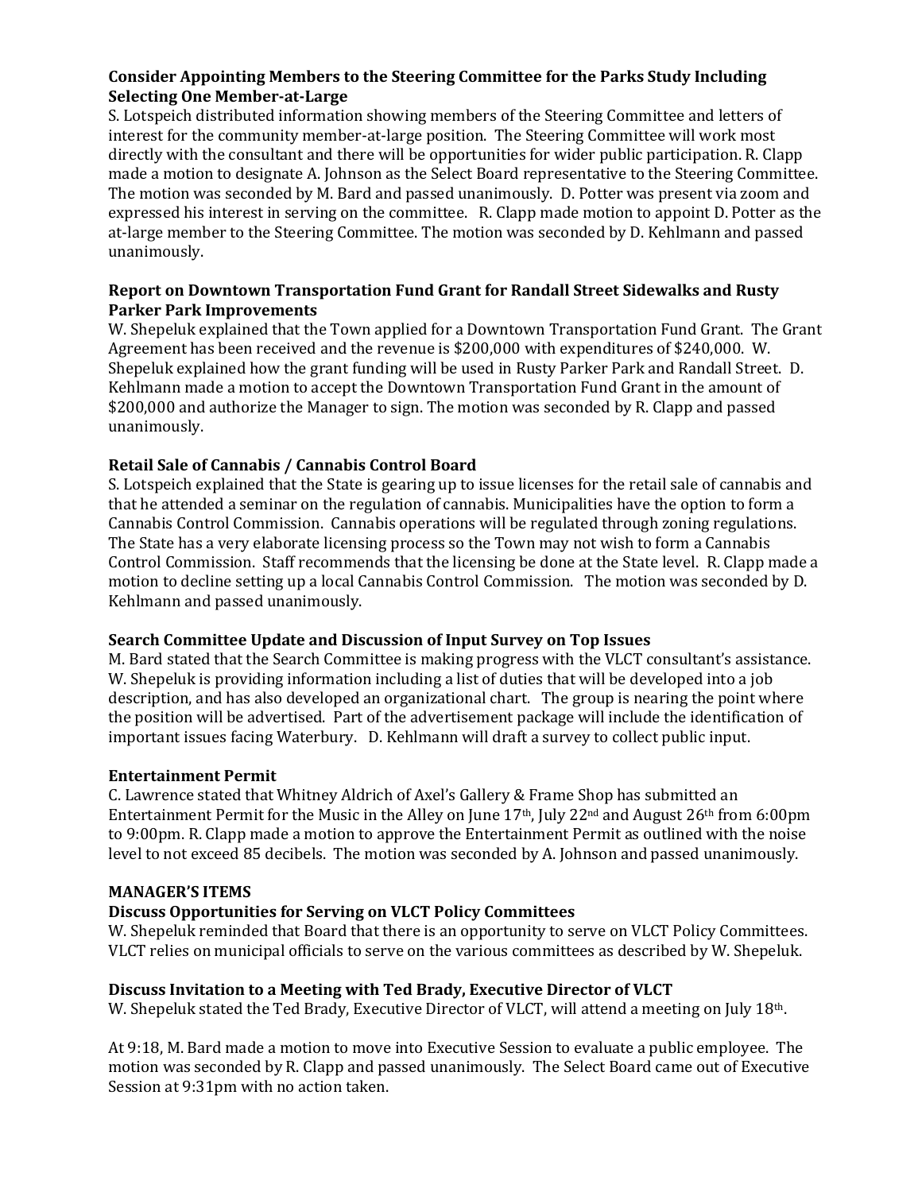**Consider Appointing Members to the Steering Committee for the Parks Study Including Selecting One Member-at-Large**

S. Lotspeich distributed information showing members of the Steering Committee and letters of interest for the community member-at-large position. The Steering Committee will work most directly with the consultant and there will be opportunities for wider public participation. R. Clapp made a motion to designate A. Johnson as the Select Board representative to the Steering Committee. The motion was seconded by M. Bard and passed unanimously. D. Potter was present via zoom and expressed his interest in serving on the committee. R. Clapp made motion to appoint D. Potter as the at-large member to the Steering Committee. The motion was seconded by D. Kehlmann and passed unanimously.

**Report on Downtown Transportation Fund Grant for Randall Street Sidewalks and Rusty Parker Park Improvements**

W. Shepeluk explained that the Town applied for a Downtown Transportation Fund Grant. The Grant Agreement has been received and the revenue is $200,000 with expenditures of $240,000. W. Shepeluk explained how the grant funding will be used in Rusty Parker Park and Randall Street. D. Kehlmann made a motion to accept the Downtown Transportation Fund Grant in the amount of $200,000 and authorize the Manager to sign. The motion was seconded by R. Clapp and passed unanimously.

**Retail Sale of Cannabis / Cannabis Control Board**

S. Lotspeich explained that the State is gearing up to issue licenses for the retail sale of cannabis and that he attended a seminar on the regulation of cannabis. Municipalities have the option to form a Cannabis Control Commission. Cannabis operations will be regulated through zoning regulations. The State has a very elaborate licensing process so the Town may not wish to form a Cannabis Control Commission. Staff recommends that the licensing be done at the State level. R. Clapp made a motion to decline setting up a local Cannabis Control Commission. The motion was seconded by D. Kehlmann and passed unanimously.

**Search Committee Update and Discussion of Input Survey on Top Issues**

M. Bard stated that the Search Committee is making progress with the VLCT consultant's assistance. W. Shepeluk is providing information including a list of duties that will be developed into a job description, and has also developed an organizational chart. The group is nearing the point where the position will be advertised. Part of the advertisement package will include the identification of important issues facing Waterbury. D. Kehlmann will draft a survey to collect public input.

**Entertainment Permit**

C. Lawrence stated that Whitney Aldrich of Axel's Gallery & Frame Shop has submitted an Entertainment Permit for the Music in the Alley on June 17th, July 22nd and August 26th from 6:00pm to 9:00pm. R. Clapp made a motion to approve the Entertainment Permit as outlined with the noise level to not exceed 85 decibels. The motion was seconded by A. Johnson and passed unanimously.

**MANAGER'S ITEMS**

**Discuss Opportunities for Serving on VLCT Policy Committees**

W. Shepeluk reminded that Board that there is an opportunity to serve on VLCT Policy Committees. VLCT relies on municipal officials to serve on the various committees as described by W. Shepeluk.

**Discuss Invitation to a Meeting with Ted Brady, Executive Director of VLCT**

W. Shepeluk stated the Ted Brady, Executive Director of VLCT, will attend a meeting on July 18th.

At 9:18, M. Bard made a motion to move into Executive Session to evaluate a public employee. The motion was seconded by R. Clapp and passed unanimously. The Select Board came out of Executive Session at 9:31pm with no action taken.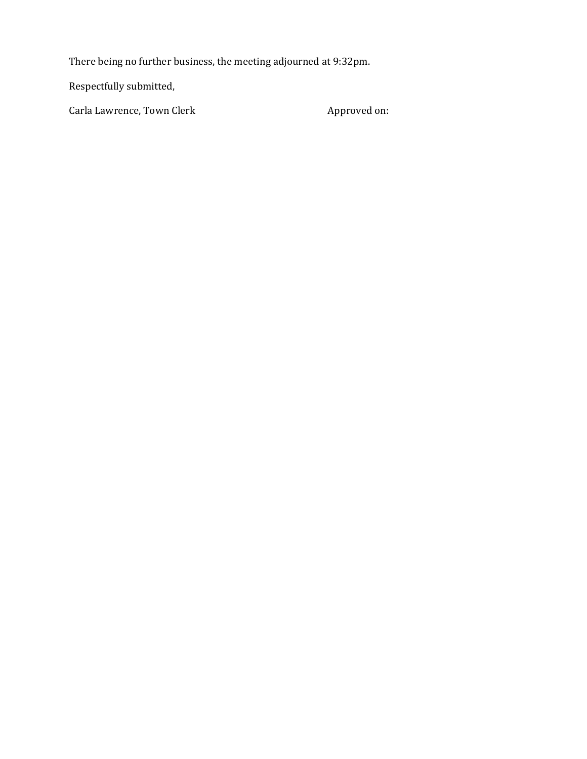There being no further business, the meeting adjourned at 9:32pm.

Respectfully submitted,

Carla Lawrence, Town Clerk Approved on: